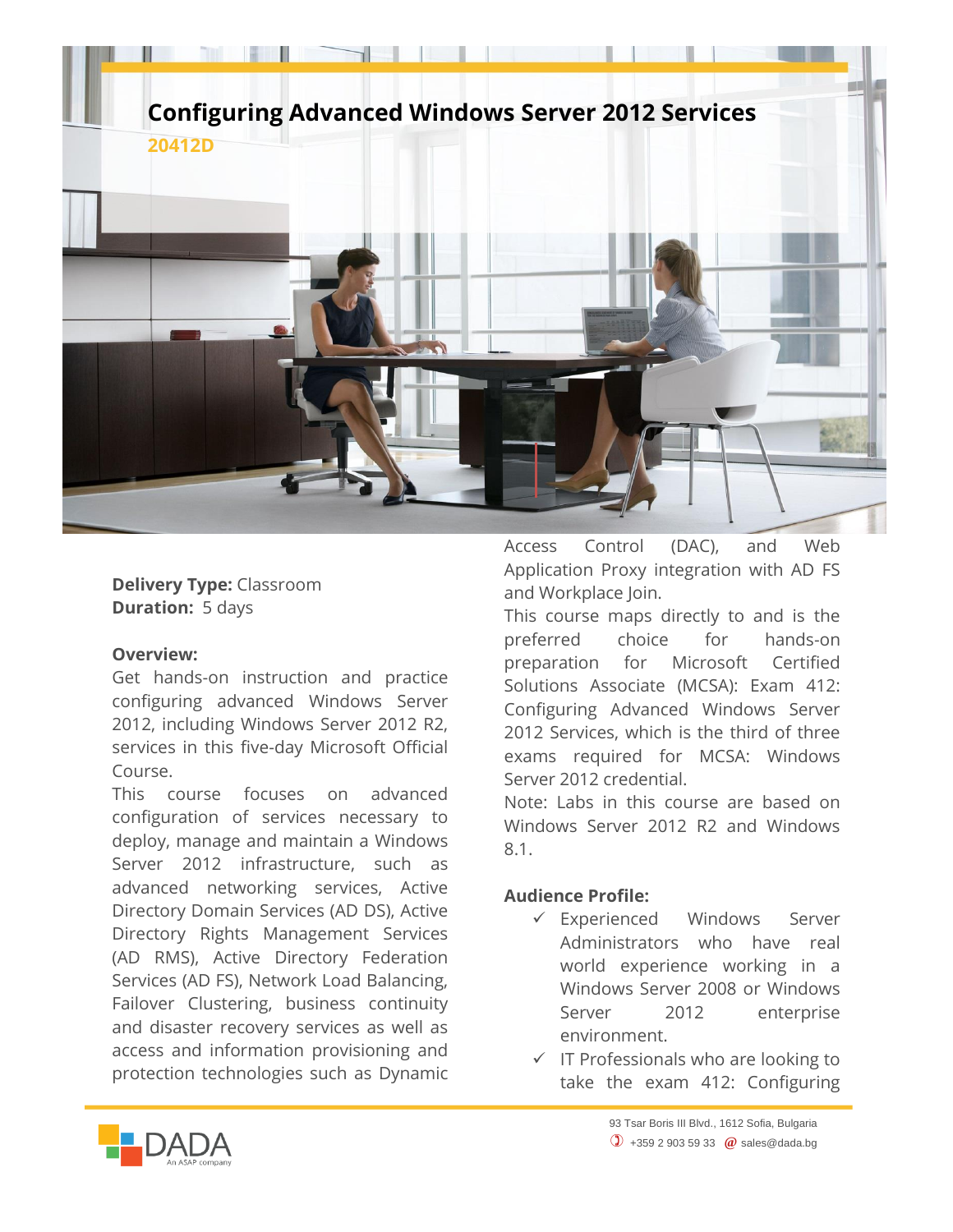# Configuring Advanced Windows Server 2012 Services

**20412D**

**Delivery Type:** Classroom
**Duration:** 5 days

**Overview:**

Get hands-on instruction and practice configuring advanced Windows Server 2012, including Windows Server 2012 R2, services in this five-day Microsoft Official Course.

This course focuses on advanced configuration of services necessary to deploy, manage and maintain a Windows Server 2012 infrastructure, such as advanced networking services, Active Directory Domain Services (AD DS), Active Directory Rights Management Services (AD RMS), Active Directory Federation Services (AD FS), Network Load Balancing, Failover Clustering, business continuity and disaster recovery services as well as access and information provisioning and protection technologies such as Dynamic Access Control (DAC), and Web Application Proxy integration with AD FS and Workplace Join.

This course maps directly to and is the preferred choice for hands-on preparation for Microsoft Certified Solutions Associate (MCSA): Exam 412: Configuring Advanced Windows Server 2012 Services, which is the third of three exams required for MCSA: Windows Server 2012 credential.

Note: Labs in this course are based on Windows Server 2012 R2 and Windows 8.1.

**Audience Profile:**

- ✓ Experienced Windows Server Administrators who have real world experience working in a Windows Server 2008 or Windows Server 2012 enterprise environment.
- ✓ IT Professionals who are looking to take the exam 412: Configuring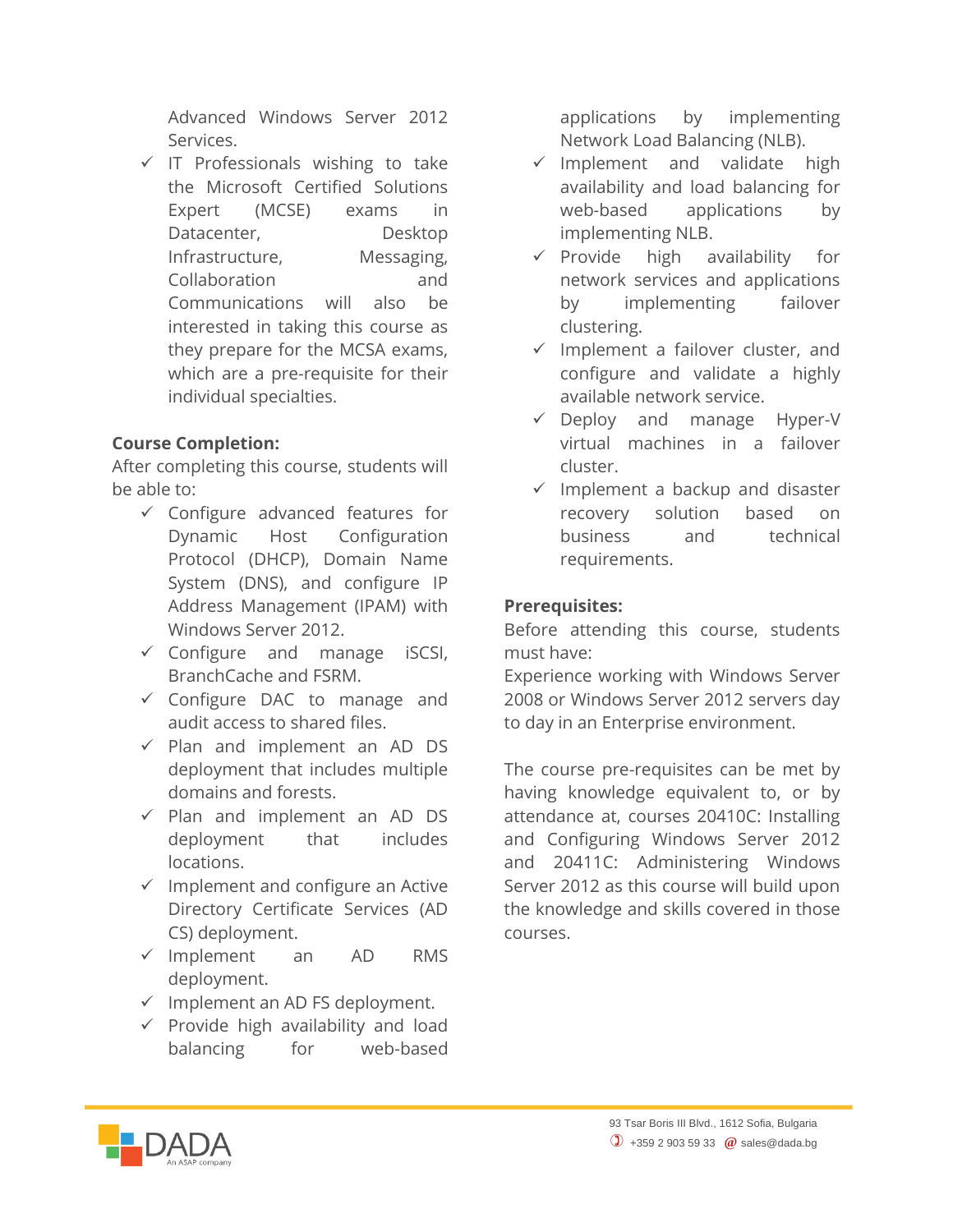Advanced Windows Server 2012 Services.

- IT Professionals wishing to take the Microsoft Certified Solutions Expert (MCSE) exams in Datacenter, Desktop Infrastructure, Messaging, Collaboration and Communications will also be interested in taking this course as they prepare for the MCSA exams, which are a pre-requisite for their individual specialties.

**Course Completion:**

After completing this course, students will be able to:

- Configure advanced features for Dynamic Host Configuration Protocol (DHCP), Domain Name System (DNS), and configure IP Address Management (IPAM) with Windows Server 2012.
- Configure and manage iSCSI, BranchCache and FSRM.
- Configure DAC to manage and audit access to shared files.
- Plan and implement an AD DS deployment that includes multiple domains and forests.
- Plan and implement an AD DS deployment that includes locations.
- Implement and configure an Active Directory Certificate Services (AD CS) deployment.
- Implement an AD RMS deployment.
- Implement an AD FS deployment.
- Provide high availability and load balancing for web-based applications by implementing Network Load Balancing (NLB).
- Implement and validate high availability and load balancing for web-based applications by implementing NLB.
- Provide high availability for network services and applications by implementing failover clustering.
- Implement a failover cluster, and configure and validate a highly available network service.
- Deploy and manage Hyper-V virtual machines in a failover cluster.
- Implement a backup and disaster recovery solution based on business and technical requirements.

**Prerequisites:**

Before attending this course, students must have:

Experience working with Windows Server 2008 or Windows Server 2012 servers day to day in an Enterprise environment.

The course pre-requisites can be met by having knowledge equivalent to, or by attendance at, courses 20410C: Installing and Configuring Windows Server 2012 and 20411C: Administering Windows Server 2012 as this course will build upon the knowledge and skills covered in those courses.